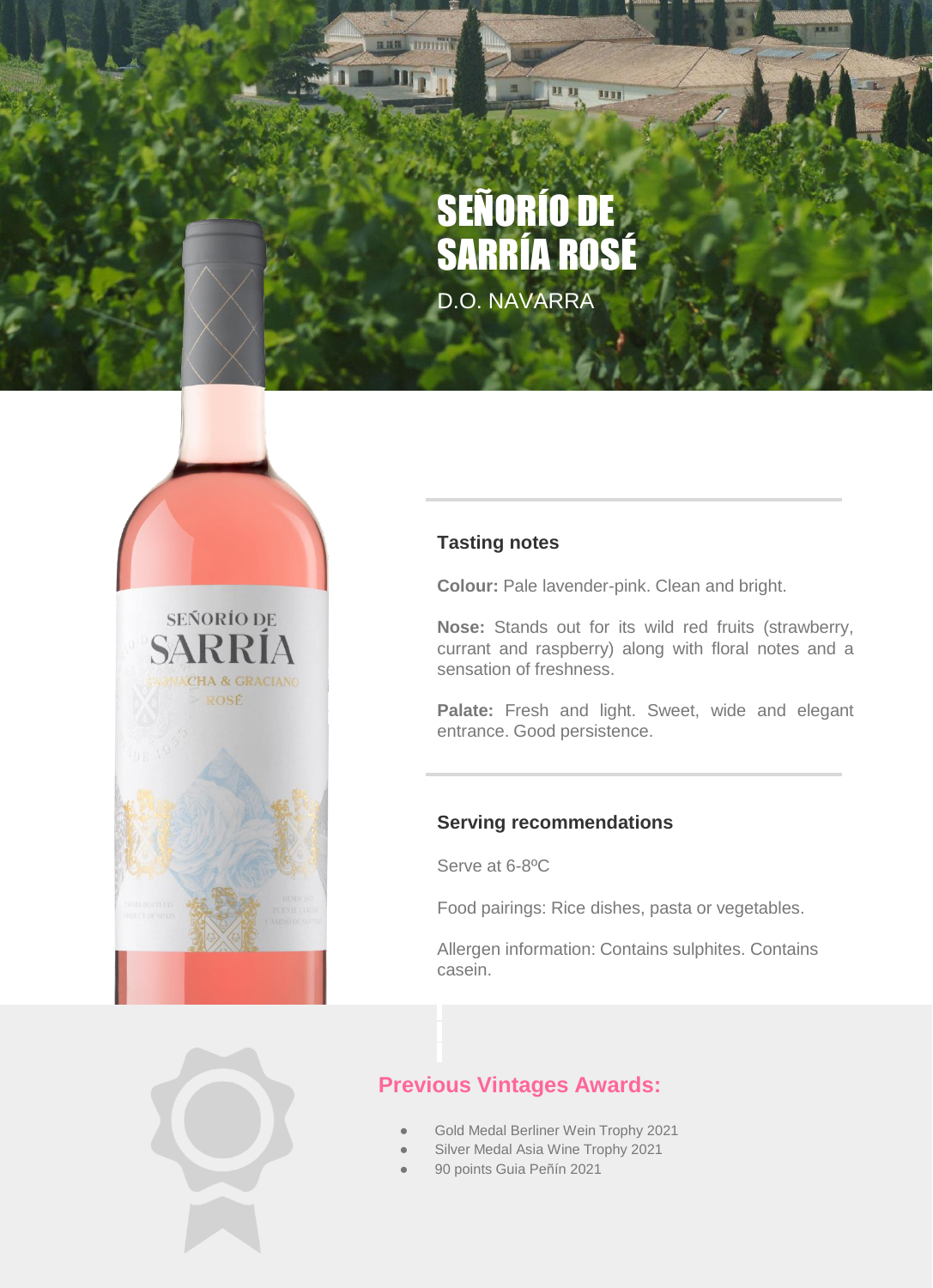# SEÑORÍO DE SARRÍA ROSÉ

D.O. NAVARRA

### Tasting notes

**Colour:** Pale lavender-pink. Clean and bright.

**Nose:** Stands out for its wild red fruits (strawberry, currant and raspberry) along with floral notes and a sensation of freshness.

**Palate:** Fresh and light. Sweet, wide and elegant entrance. Good persistence.

### Serving recommendations

Serve at 6-8ºC

Food pairings: Rice dishes, pasta or vegetables.

Allergen information: Contains sulphites. Contains casein.

## Previous Vintages Awards:

- Gold Medal Berliner Wein Trophy 2021
- Silver Medal Asia Wine Trophy 2021
- 90 points Guia Peñín 2021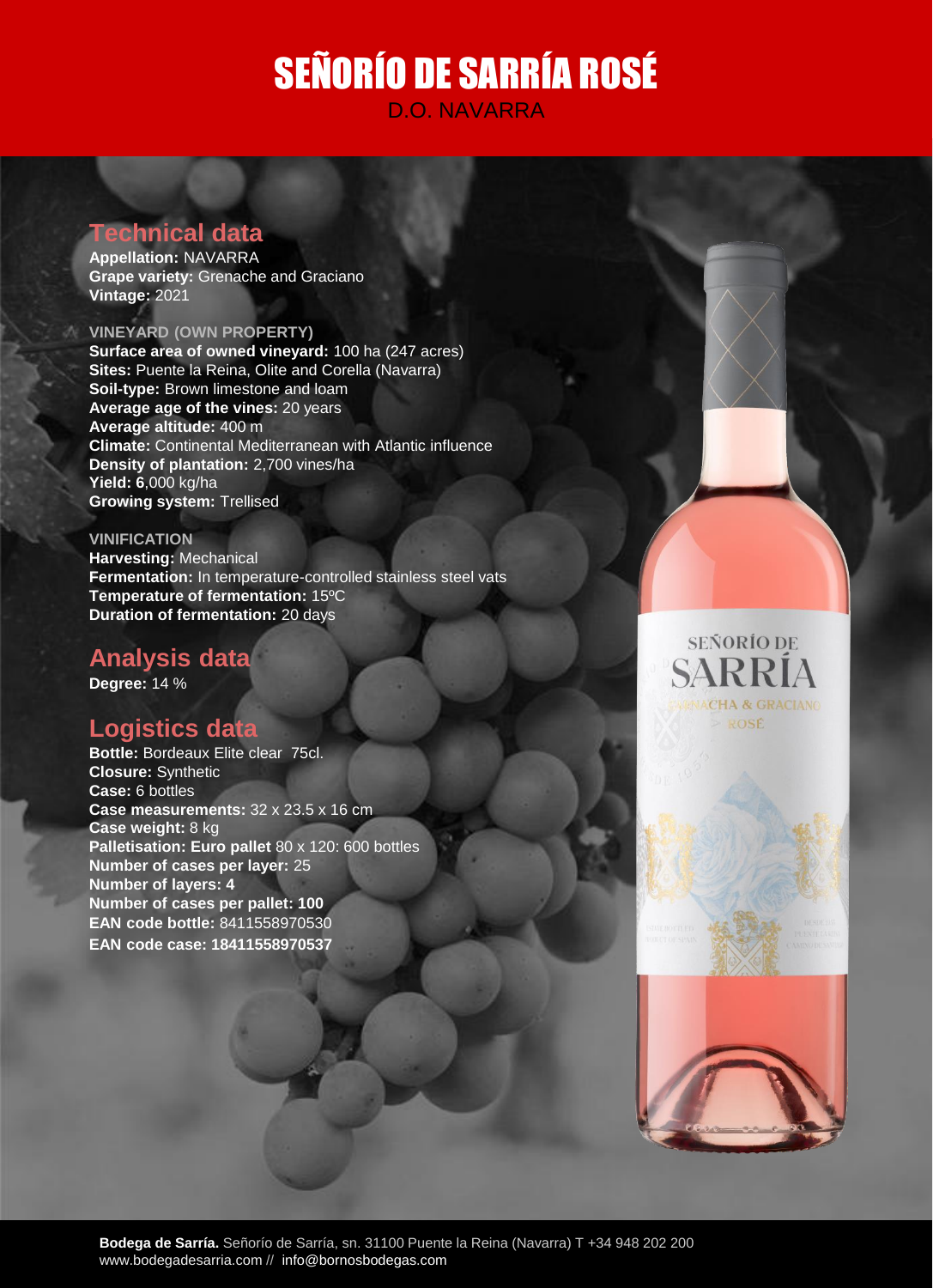# SEÑORÍO DE SARRÍA ROSÉ

D.O. NAVARRA

## Technical data

**Appellation:** NAVARRA
**Grape variety:** Grenache and Graciano
**Vintage:** 2021

**VINEYARD (OWN PROPERTY)**
**Surface area of owned vineyard:** 100 ha (247 acres)
**Sites:** Puente la Reina, Olite and Corella (Navarra)
**Soil-type:** Brown limestone and loam
**Average age of the vines:** 20 years
**Average altitude:** 400 m
**Climate:** Continental Mediterranean with Atlantic influence
**Density of plantation:** 2,700 vines/ha
**Yield: 6**,000 kg/ha
**Growing system:** Trellised

**VINIFICATION**
**Harvesting:** Mechanical
**Fermentation:** In temperature-controlled stainless steel vats
**Temperature of fermentation:** 15ºC
**Duration of fermentation:** 20 days

## Analysis data

**Degree:** 14 %

## Logistics data

**Bottle:** Bordeaux Elite clear 75cl.
**Closure:** Synthetic
**Case:** 6 bottles
**Case measurements:** 32 x 23.5 x 16 cm
**Case weight:** 8 kg
**Palletisation: Euro pallet** 80 x 120: 600 bottles
**Number of cases per layer:** 25
**Number of layers: 4**
**Number of cases per pallet: 100**
**EAN code bottle:** 8411558970530
**EAN code case: 18411558970537**

**Bodega de Sarría.** Señorío de Sarría, sn. 31100 Puente la Reina (Navarra) T +34 948 202 200
www.bodegadesarria.com // info@bornosbodegas.com